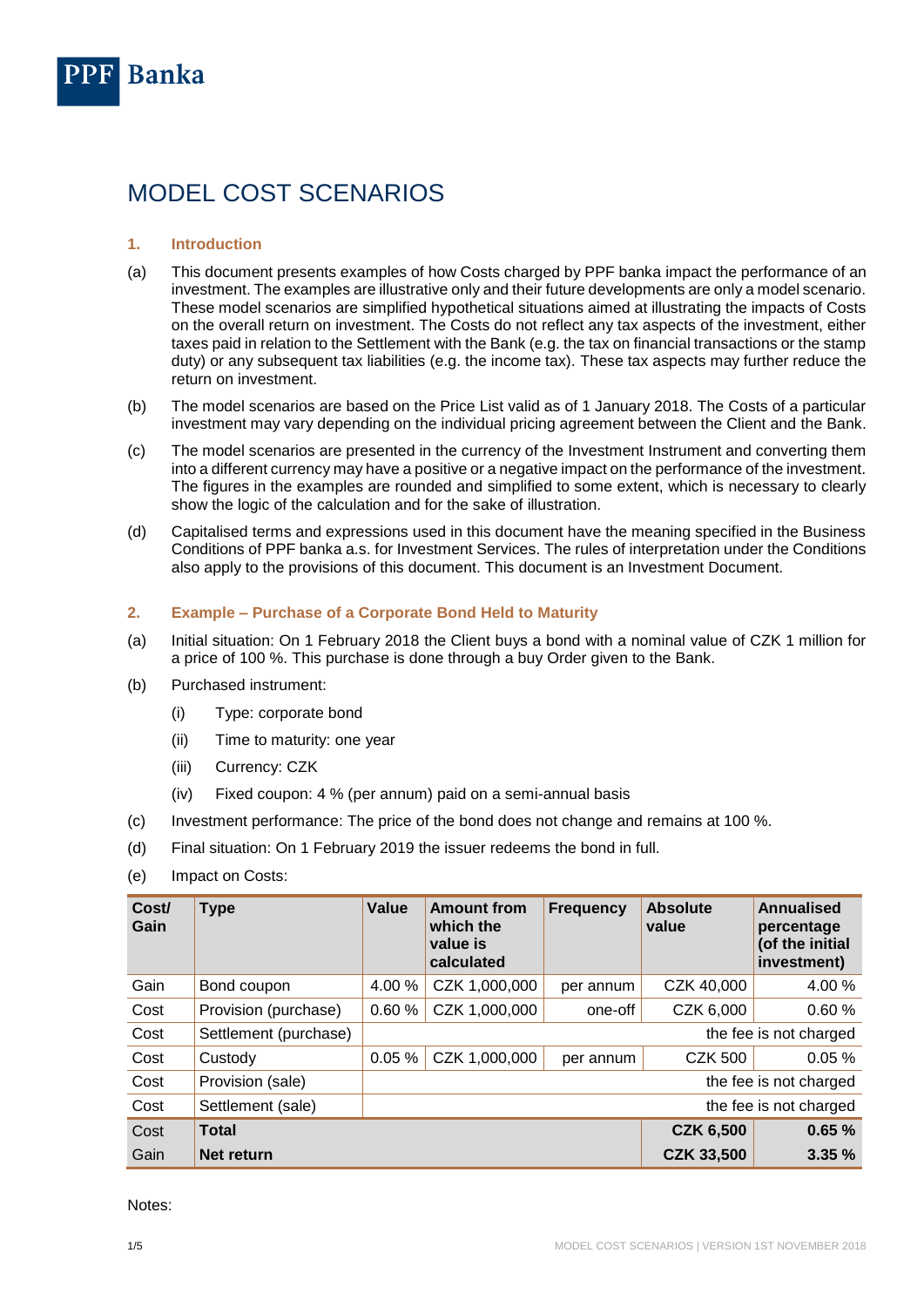# MODEL COST SCENARIOS

## 1. Introduction

(a) This document presents examples of how Costs charged by PPF banka impact the performance of an investment. The examples are illustrative only and their future developments are only a model scenario. These model scenarios are simplified hypothetical situations aimed at illustrating the impacts of Costs on the overall return on investment. The Costs do not reflect any tax aspects of the investment, either taxes paid in relation to the Settlement with the Bank (e.g. the tax on financial transactions or the stamp duty) or any subsequent tax liabilities (e.g. the income tax). These tax aspects may further reduce the return on investment.

(b) The model scenarios are based on the Price List valid as of 1 January 2018. The Costs of a particular investment may vary depending on the individual pricing agreement between the Client and the Bank.

(c) The model scenarios are presented in the currency of the Investment Instrument and converting them into a different currency may have a positive or a negative impact on the performance of the investment. The figures in the examples are rounded and simplified to some extent, which is necessary to clearly show the logic of the calculation and for the sake of illustration.

(d) Capitalised terms and expressions used in this document have the meaning specified in the Business Conditions of PPF banka a.s. for Investment Services. The rules of interpretation under the Conditions also apply to the provisions of this document. This document is an Investment Document.

## 2. Example – Purchase of a Corporate Bond Held to Maturity

(a) Initial situation: On 1 February 2018 the Client buys a bond with a nominal value of CZK 1 million for a price of 100 %. This purchase is done through a buy Order given to the Bank.

(b) Purchased instrument:

- (i) Type: corporate bond
- (ii) Time to maturity: one year
- (iii) Currency: CZK
- (iv) Fixed coupon: 4 % (per annum) paid on a semi-annual basis

(c) Investment performance: The price of the bond does not change and remains at 100 %.

(d) Final situation: On 1 February 2019 the issuer redeems the bond in full.

(e) Impact on Costs:

| Cost/ Gain | Type | Value | Amount from which the value is calculated | Frequency | Absolute value | Annualised percentage (of the initial investment) |
|---|---|---|---|---|---|---|
| Gain | Bond coupon | 4.00 % | CZK 1,000,000 | per annum | CZK 40,000 | 4.00 % |
| Cost | Provision (purchase) | 0.60 % | CZK 1,000,000 | one-off | CZK 6,000 | 0.60 % |
| Cost | Settlement (purchase) | the fee is not charged | | | | |
| Cost | Custody | 0.05 % | CZK 1,000,000 | per annum | CZK 500 | 0.05 % |
| Cost | Provision (sale) | the fee is not charged | | | | |
| Cost | Settlement (sale) | the fee is not charged | | | | |
| Cost | **Total** | | | | **CZK 6,500** | **0.65 %** |
| Gain | **Net return** | | | | **CZK 33,500** | **3.35 %** |

Notes: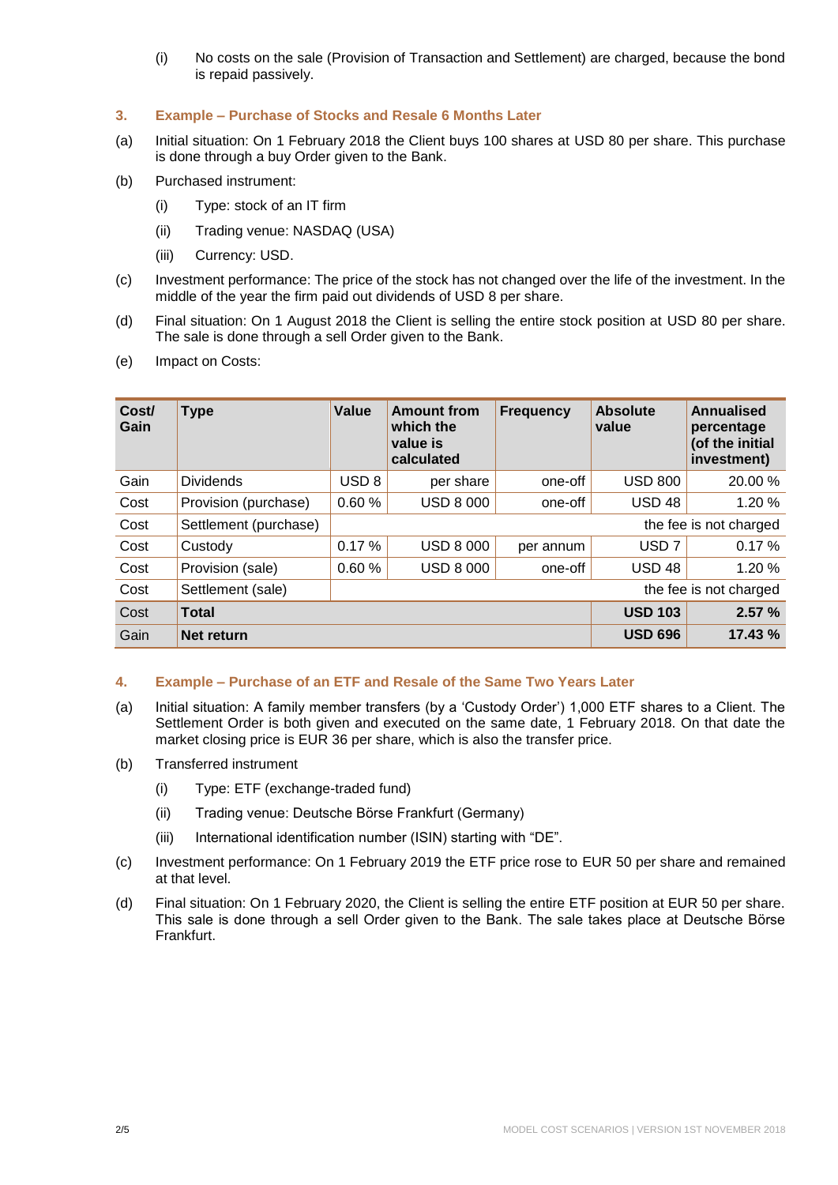(i) No costs on the sale (Provision of Transaction and Settlement) are charged, because the bond is repaid passively.

### 3. Example – Purchase of Stocks and Resale 6 Months Later

(a) Initial situation: On 1 February 2018 the Client buys 100 shares at USD 80 per share. This purchase is done through a buy Order given to the Bank.

(b) Purchased instrument:

(i) Type: stock of an IT firm

(ii) Trading venue: NASDAQ (USA)

(iii) Currency: USD.

(c) Investment performance: The price of the stock has not changed over the life of the investment. In the middle of the year the firm paid out dividends of USD 8 per share.

(d) Final situation: On 1 August 2018 the Client is selling the entire stock position at USD 80 per share. The sale is done through a sell Order given to the Bank.

(e) Impact on Costs:

| Cost/ Gain | Type | Value | Amount from which the value is calculated | Frequency | Absolute value | Annualised percentage (of the initial investment) |
|---|---|---|---|---|---|---|
| Gain | Dividends | USD 8 | per share | one-off | USD 800 | 20.00 % |
| Cost | Provision (purchase) | 0.60 % | USD 8 000 | one-off | USD 48 | 1.20 % |
| Cost | Settlement (purchase) | the fee is not charged | | | | |
| Cost | Custody | 0.17 % | USD 8 000 | per annum | USD 7 | 0.17 % |
| Cost | Provision (sale) | 0.60 % | USD 8 000 | one-off | USD 48 | 1.20 % |
| Cost | Settlement (sale) | the fee is not charged | | | | |
| Cost | **Total** | | | | **USD 103** | **2.57 %** |
| Gain | **Net return** | | | | **USD 696** | **17.43 %** |

### 4. Example – Purchase of an ETF and Resale of the Same Two Years Later

(a) Initial situation: A family member transfers (by a 'Custody Order') 1,000 ETF shares to a Client. The Settlement Order is both given and executed on the same date, 1 February 2018. On that date the market closing price is EUR 36 per share, which is also the transfer price.

(b) Transferred instrument

(i) Type: ETF (exchange-traded fund)

(ii) Trading venue: Deutsche Börse Frankfurt (Germany)

(iii) International identification number (ISIN) starting with "DE".

(c) Investment performance: On 1 February 2019 the ETF price rose to EUR 50 per share and remained at that level.

(d) Final situation: On 1 February 2020, the Client is selling the entire ETF position at EUR 50 per share. This sale is done through a sell Order given to the Bank. The sale takes place at Deutsche Börse Frankfurt.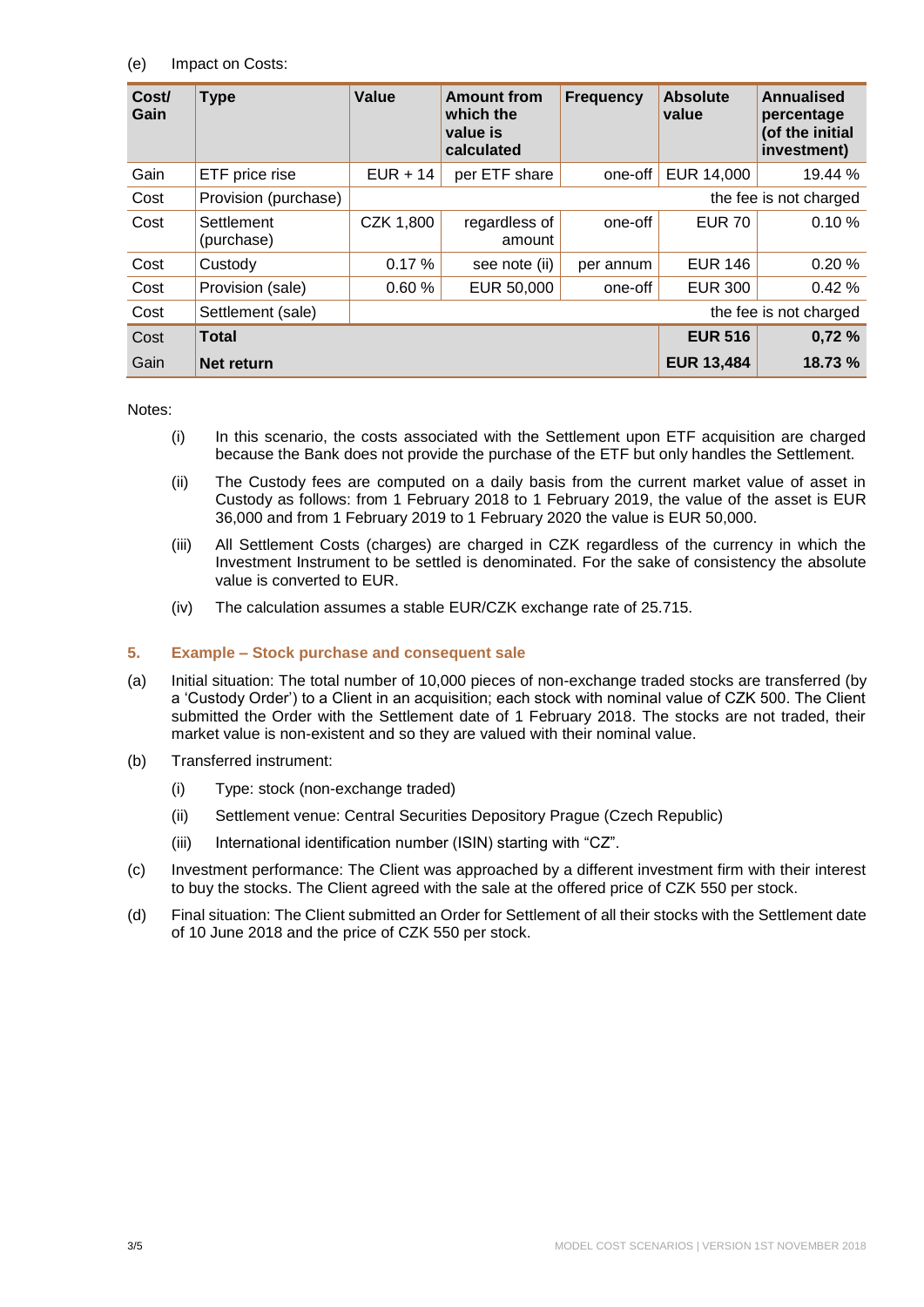(e) Impact on Costs:

| Cost/ Gain | Type | Value | Amount from which the value is calculated | Frequency | Absolute value | Annualised percentage (of the initial investment) |
|---|---|---|---|---|---|---|
| Gain | ETF price rise | EUR + 14 | per ETF share | one-off | EUR 14,000 | 19.44 % |
| Cost | Provision (purchase) | the fee is not charged | | | | |
| Cost | Settlement (purchase) | CZK 1,800 | regardless of amount | one-off | EUR 70 | 0.10 % |
| Cost | Custody | 0.17 % | see note (ii) | per annum | EUR 146 | 0.20 % |
| Cost | Provision (sale) | 0.60 % | EUR 50,000 | one-off | EUR 300 | 0.42 % |
| Cost | Settlement (sale) | the fee is not charged | | | | |
| Cost | **Total** | | | | **EUR 516** | **0,72 %** |
| Gain | **Net return** | | | | **EUR 13,484** | **18.73 %** |

Notes:

(i) In this scenario, the costs associated with the Settlement upon ETF acquisition are charged because the Bank does not provide the purchase of the ETF but only handles the Settlement.

(ii) The Custody fees are computed on a daily basis from the current market value of asset in Custody as follows: from 1 February 2018 to 1 February 2019, the value of the asset is EUR 36,000 and from 1 February 2019 to 1 February 2020 the value is EUR 50,000.

(iii) All Settlement Costs (charges) are charged in CZK regardless of the currency in which the Investment Instrument to be settled is denominated. For the sake of consistency the absolute value is converted to EUR.

(iv) The calculation assumes a stable EUR/CZK exchange rate of 25.715.

## 5. Example – Stock purchase and consequent sale

(a) Initial situation: The total number of 10,000 pieces of non-exchange traded stocks are transferred (by a 'Custody Order') to a Client in an acquisition; each stock with nominal value of CZK 500. The Client submitted the Order with the Settlement date of 1 February 2018. The stocks are not traded, their market value is non-existent and so they are valued with their nominal value.

(b) Transferred instrument:

(i) Type: stock (non-exchange traded)

(ii) Settlement venue: Central Securities Depository Prague (Czech Republic)

(iii) International identification number (ISIN) starting with "CZ".

(c) Investment performance: The Client was approached by a different investment firm with their interest to buy the stocks. The Client agreed with the sale at the offered price of CZK 550 per stock.

(d) Final situation: The Client submitted an Order for Settlement of all their stocks with the Settlement date of 10 June 2018 and the price of CZK 550 per stock.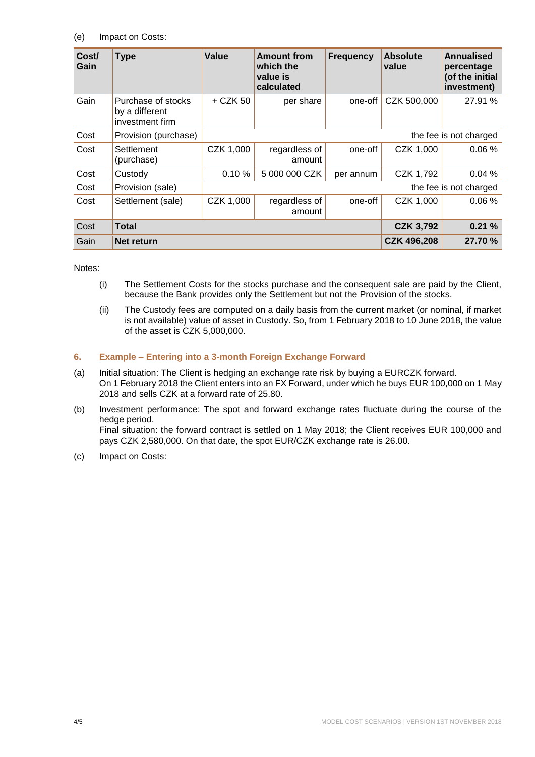(e) Impact on Costs:

| Cost/ Gain | Type | Value | Amount from which the value is calculated | Frequency | Absolute value | Annualised percentage (of the initial investment) |
|---|---|---|---|---|---|---|
| Gain | Purchase of stocks by a different investment firm | + CZK 50 | per share | one-off | CZK 500,000 | 27.91 % |
| Cost | Provision (purchase) | the fee is not charged | | | | |
| Cost | Settlement (purchase) | CZK 1,000 | regardless of amount | one-off | CZK 1,000 | 0.06 % |
| Cost | Custody | 0.10 % | 5 000 000 CZK | per annum | CZK 1,792 | 0.04 % |
| Cost | Provision (sale) | the fee is not charged | | | | |
| Cost | Settlement (sale) | CZK 1,000 | regardless of amount | one-off | CZK 1,000 | 0.06 % |
| Cost | **Total** | | | | **CZK 3,792** | **0.21 %** |
| Gain | **Net return** | | | | **CZK 496,208** | **27.70 %** |

Notes:

(i) The Settlement Costs for the stocks purchase and the consequent sale are paid by the Client, because the Bank provides only the Settlement but not the Provision of the stocks.

(ii) The Custody fees are computed on a daily basis from the current market (or nominal, if market is not available) value of asset in Custody. So, from 1 February 2018 to 10 June 2018, the value of the asset is CZK 5,000,000.

## 6. Example – Entering into a 3-month Foreign Exchange Forward

(a) Initial situation: The Client is hedging an exchange rate risk by buying a EURCZK forward. On 1 February 2018 the Client enters into an FX Forward, under which he buys EUR 100,000 on 1 May 2018 and sells CZK at a forward rate of 25.80.

(b) Investment performance: The spot and forward exchange rates fluctuate during the course of the hedge period.
Final situation: the forward contract is settled on 1 May 2018; the Client receives EUR 100,000 and pays CZK 2,580,000. On that date, the spot EUR/CZK exchange rate is 26.00.

(c) Impact on Costs: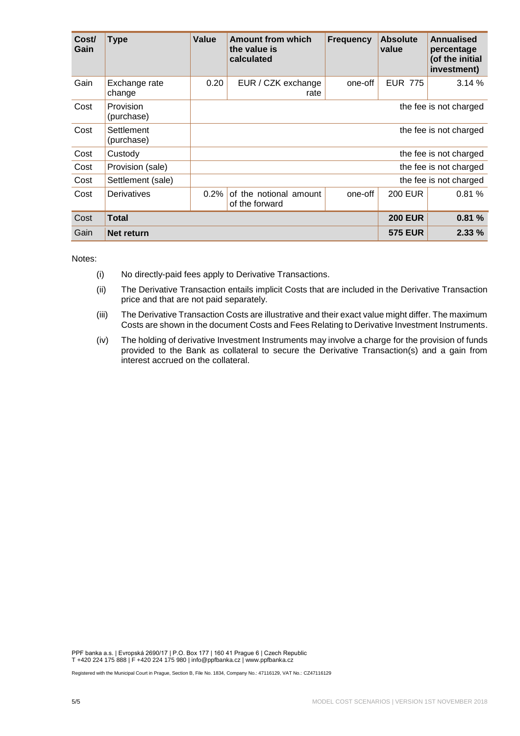| Cost/ Gain | Type | Value | Amount from which the value is calculated | Frequency | Absolute value | Annualised percentage (of the initial investment) |
|---|---|---|---|---|---|---|
| Gain | Exchange rate change | 0.20 | EUR / CZK exchange rate | one-off | EUR 775 | 3.14 % |
| Cost | Provision (purchase) | the fee is not charged | | | | |
| Cost | Settlement (purchase) | the fee is not charged | | | | |
| Cost | Custody | the fee is not charged | | | | |
| Cost | Provision (sale) | the fee is not charged | | | | |
| Cost | Settlement (sale) | the fee is not charged | | | | |
| Cost | Derivatives | 0.2% | of the notional amount of the forward | one-off | 200 EUR | 0.81 % |
| Cost | **Total** | | | | **200 EUR** | **0.81 %** |
| Gain | **Net return** | | | | **575 EUR** | **2.33 %** |

Notes:

(i) No directly-paid fees apply to Derivative Transactions.

(ii) The Derivative Transaction entails implicit Costs that are included in the Derivative Transaction price and that are not paid separately.

(iii) The Derivative Transaction Costs are illustrative and their exact value might differ. The maximum Costs are shown in the document Costs and Fees Relating to Derivative Investment Instruments.

(iv) The holding of derivative Investment Instruments may involve a charge for the provision of funds provided to the Bank as collateral to secure the Derivative Transaction(s) and a gain from interest accrued on the collateral.

PPF banka a.s. | Evropská 2690/17 | P.O. Box 177 | 160 41 Prague 6 | Czech Republic
T +420 224 175 888 | F +420 224 175 980 | info@ppfbanka.cz | www.ppfbanka.cz

Registered with the Municipal Court in Prague, Section B, File No. 1834, Company No.: 47116129, VAT No.: CZ47116129